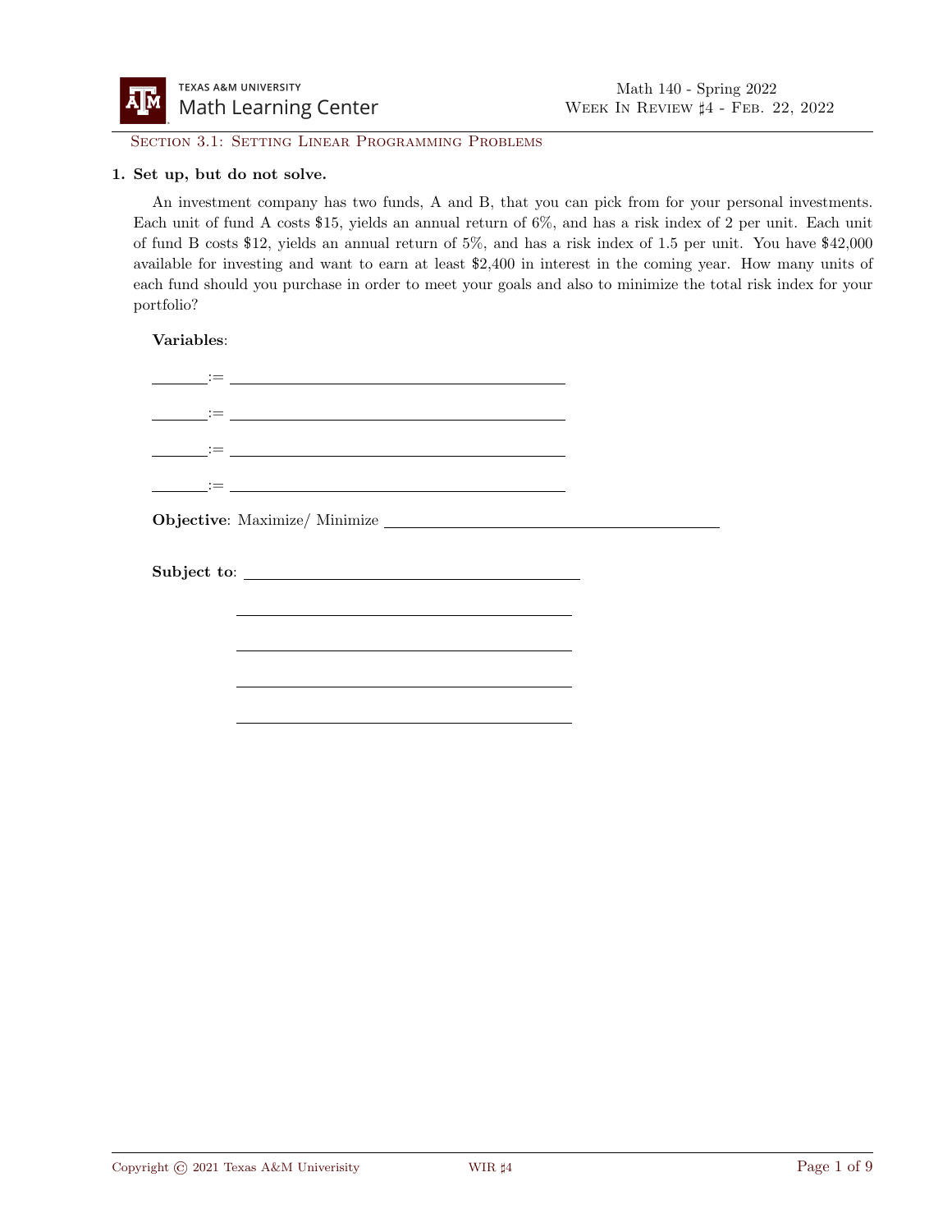## Section 3.1: Setting Linear Programming Problems

**1. Set up, but do not solve.**

An investment company has two funds, A and B, that you can pick from for your personal investments. Each unit of fund A costs \$15, yields an annual return of 6%, and has a risk index of 2 per unit. Each unit of fund B costs \$12, yields an annual return of 5%, and has a risk index of 1.5 per unit. You have \$42,000 available for investing and want to earn at least \$2,400 in interest in the coming year. How many units of each fund should you purchase in order to meet your goals and also to minimize the total risk index for your portfolio?

**Variables**:

_______ := ________________________________________

_______ := ________________________________________

_______ := ________________________________________

_______ := ________________________________________

**Objective**: Maximize/ Minimize ________________________________________

**Subject to**: ________________________________________

________________________________________

________________________________________

________________________________________

________________________________________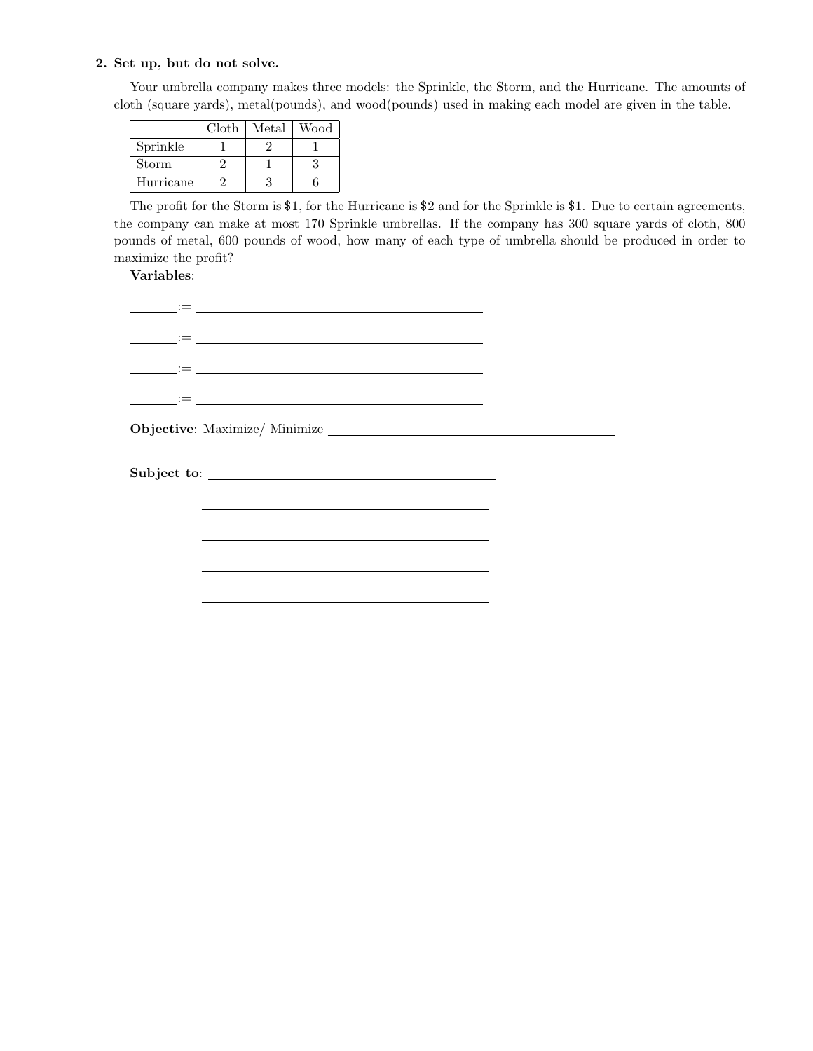**2. Set up, but do not solve.**

Your umbrella company makes three models: the Sprinkle, the Storm, and the Hurricane. The amounts of cloth (square yards), metal(pounds), and wood(pounds) used in making each model are given in the table.

| | Cloth | Metal | Wood |
|---|---|---|---|
| Sprinkle | 1 | 2 | 1 |
| Storm | 2 | 1 | 3 |
| Hurricane | 2 | 3 | 6 |

The profit for the Storm is $1, for the Hurricane is $2 and for the Sprinkle is $1. Due to certain agreements, the company can make at most 170 Sprinkle umbrellas. If the company has 300 square yards of cloth, 800 pounds of metal, 600 pounds of wood, how many of each type of umbrella should be produced in order to maximize the profit?

**Variables**:

_______:= ________________________________________

_______:= ________________________________________

_______:= ________________________________________

_______:= ________________________________________

**Objective**: Maximize/ Minimize ________________________________________

**Subject to**: ________________________________________

________________________________________

________________________________________

________________________________________

________________________________________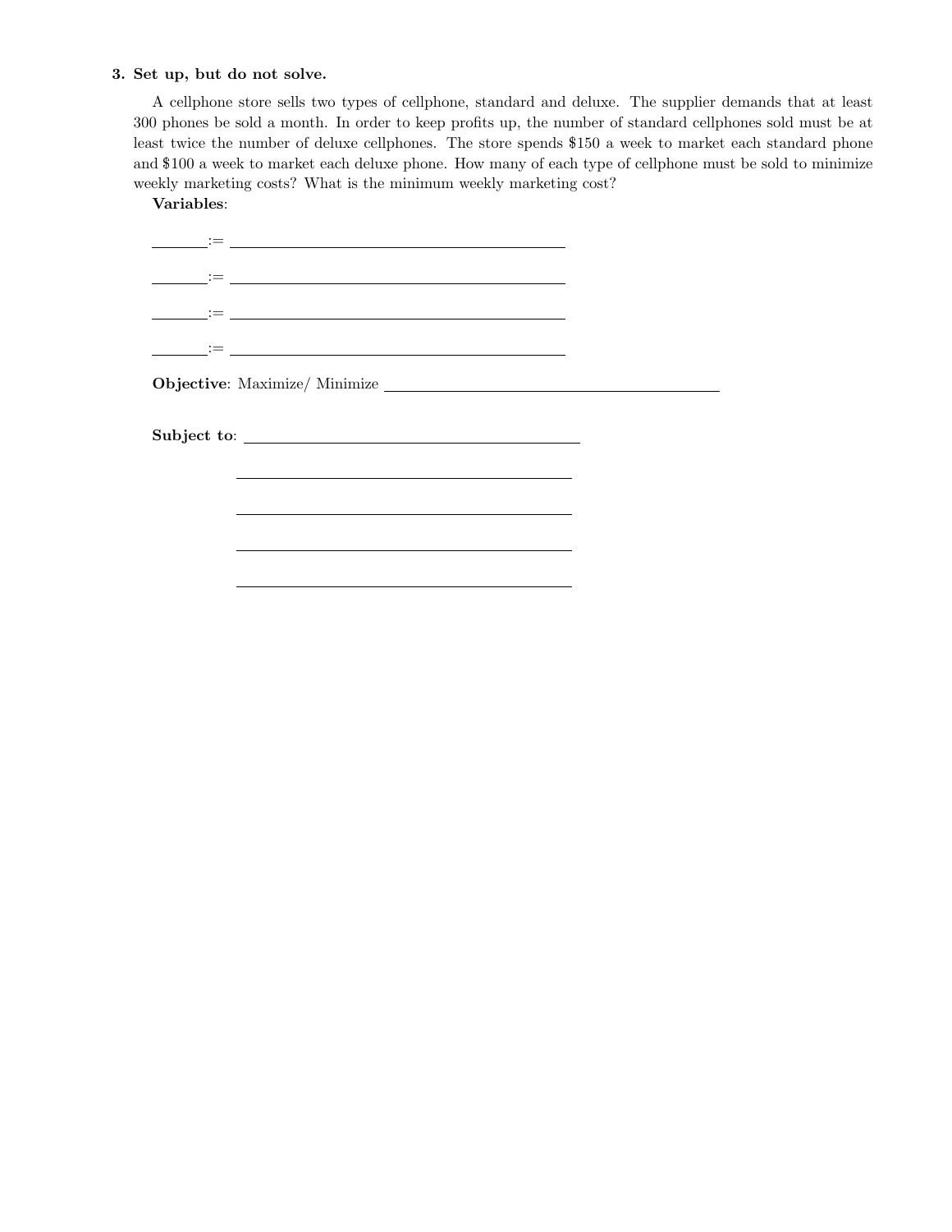**3. Set up, but do not solve.**

A cellphone store sells two types of cellphone, standard and deluxe. The supplier demands that at least 300 phones be sold a month. In order to keep profits up, the number of standard cellphones sold must be at least twice the number of deluxe cellphones. The store spends $150 a week to market each standard phone and $100 a week to market each deluxe phone. How many of each type of cellphone must be sold to minimize weekly marketing costs? What is the minimum weekly marketing cost?

**Variables**:

\_\_\_\_\_\_\_:= \_\_\_\_\_\_\_\_\_\_\_\_\_\_\_\_\_\_\_\_\_\_\_\_\_\_\_\_\_\_\_\_\_\_\_\_\_\_\_\_

\_\_\_\_\_\_\_:= \_\_\_\_\_\_\_\_\_\_\_\_\_\_\_\_\_\_\_\_\_\_\_\_\_\_\_\_\_\_\_\_\_\_\_\_\_\_\_\_

\_\_\_\_\_\_\_:= \_\_\_\_\_\_\_\_\_\_\_\_\_\_\_\_\_\_\_\_\_\_\_\_\_\_\_\_\_\_\_\_\_\_\_\_\_\_\_\_

\_\_\_\_\_\_\_:= \_\_\_\_\_\_\_\_\_\_\_\_\_\_\_\_\_\_\_\_\_\_\_\_\_\_\_\_\_\_\_\_\_\_\_\_\_\_\_\_

**Objective**: Maximize/ Minimize \_\_\_\_\_\_\_\_\_\_\_\_\_\_\_\_\_\_\_\_\_\_\_\_\_\_\_\_\_\_\_\_\_\_\_\_\_\_\_\_

**Subject to**: \_\_\_\_\_\_\_\_\_\_\_\_\_\_\_\_\_\_\_\_\_\_\_\_\_\_\_\_\_\_\_\_\_\_\_\_\_\_\_\_

\_\_\_\_\_\_\_\_\_\_\_\_\_\_\_\_\_\_\_\_\_\_\_\_\_\_\_\_\_\_\_\_\_\_\_\_\_\_\_\_

\_\_\_\_\_\_\_\_\_\_\_\_\_\_\_\_\_\_\_\_\_\_\_\_\_\_\_\_\_\_\_\_\_\_\_\_\_\_\_\_

\_\_\_\_\_\_\_\_\_\_\_\_\_\_\_\_\_\_\_\_\_\_\_\_\_\_\_\_\_\_\_\_\_\_\_\_\_\_\_\_

\_\_\_\_\_\_\_\_\_\_\_\_\_\_\_\_\_\_\_\_\_\_\_\_\_\_\_\_\_\_\_\_\_\_\_\_\_\_\_\_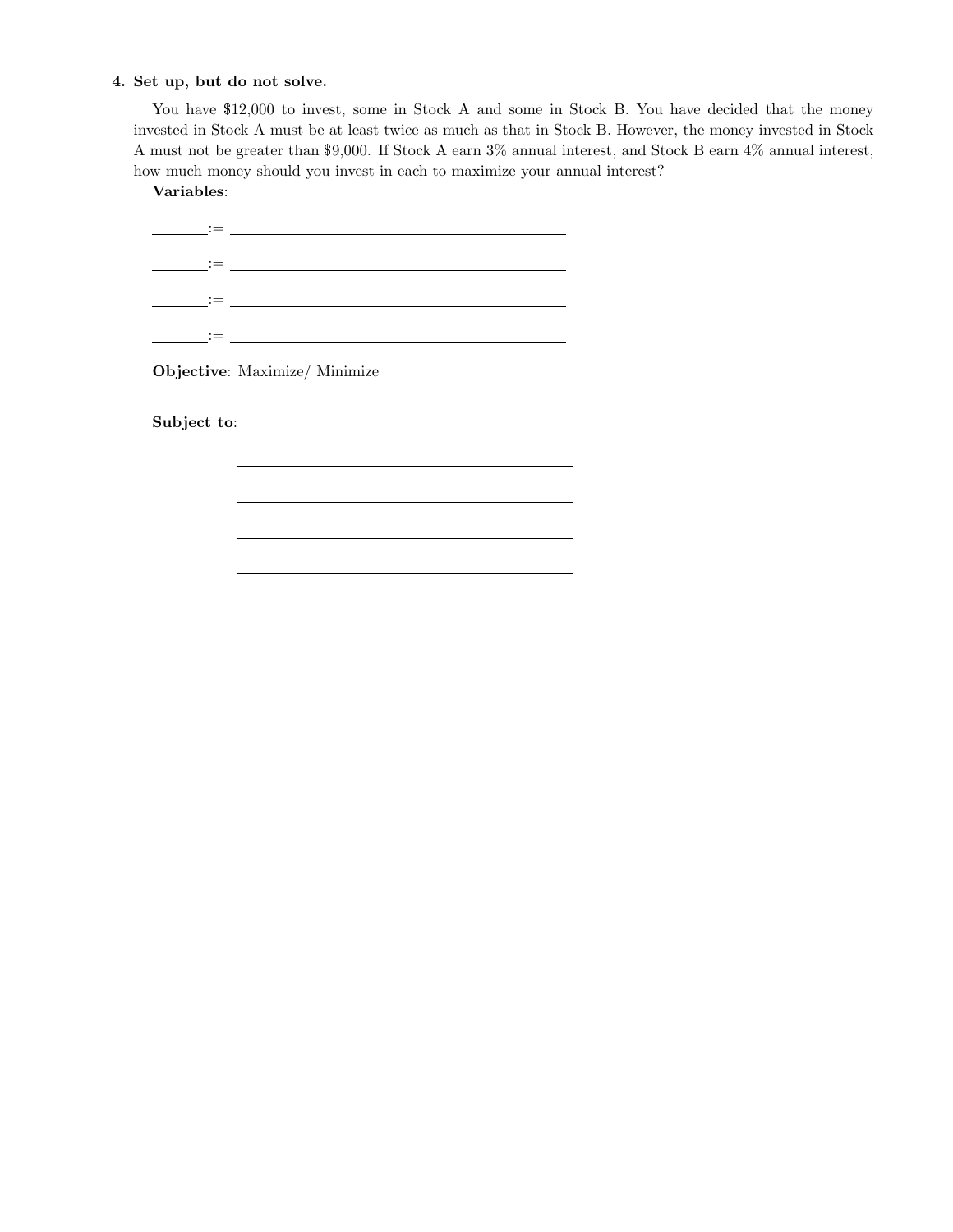**4. Set up, but do not solve.**

You have \$12,000 to invest, some in Stock A and some in Stock B. You have decided that the money invested in Stock A must be at least twice as much as that in Stock B. However, the money invested in Stock A must not be greater than \$9,000. If Stock A earn 3% annual interest, and Stock B earn 4% annual interest, how much money should you invest in each to maximize your annual interest?

**Variables**:

_______ := _______________________________________

_______ := _______________________________________

_______ := _______________________________________

_______ := _______________________________________

**Objective**: Maximize/ Minimize _______________________________________

**Subject to**: _______________________________________

_______________________________________

_______________________________________

_______________________________________

_______________________________________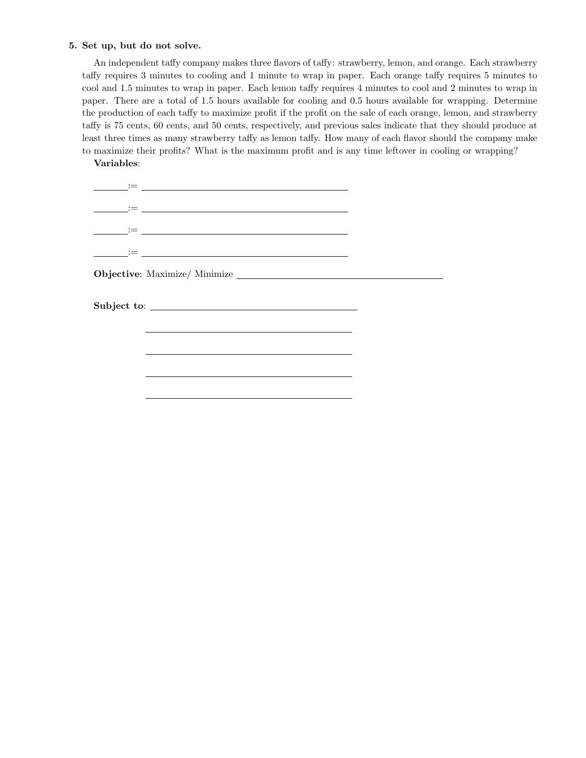**5. Set up, but do not solve.**

An independent taffy company makes three flavors of taffy: strawberry, lemon, and orange. Each strawberry taffy requires 3 minutes to cooling and 1 minute to wrap in paper. Each orange taffy requires 5 minutes to cool and 1.5 minutes to wrap in paper. Each lemon taffy requires 4 minutes to cool and 2 minutes to wrap in paper. There are a total of 1.5 hours available for cooling and 0.5 hours available for wrapping. Determine the production of each taffy to maximize profit if the profit on the sale of each orange, lemon, and strawberry taffy is 75 cents, 60 cents, and 50 cents, respectively, and previous sales indicate that they should produce at least three times as many strawberry taffy as lemon taffy. How many of each flavor should the company make to maximize their profits? What is the maximum profit and is any time leftover in cooling or wrapping?

**Variables**:

_______ := ______________________________________________

_______ := ______________________________________________

_______ := ______________________________________________

_______ := ______________________________________________

**Objective**: Maximize/ Minimize ______________________________________________

**Subject to**: ______________________________________________

______________________________________________

______________________________________________

______________________________________________

______________________________________________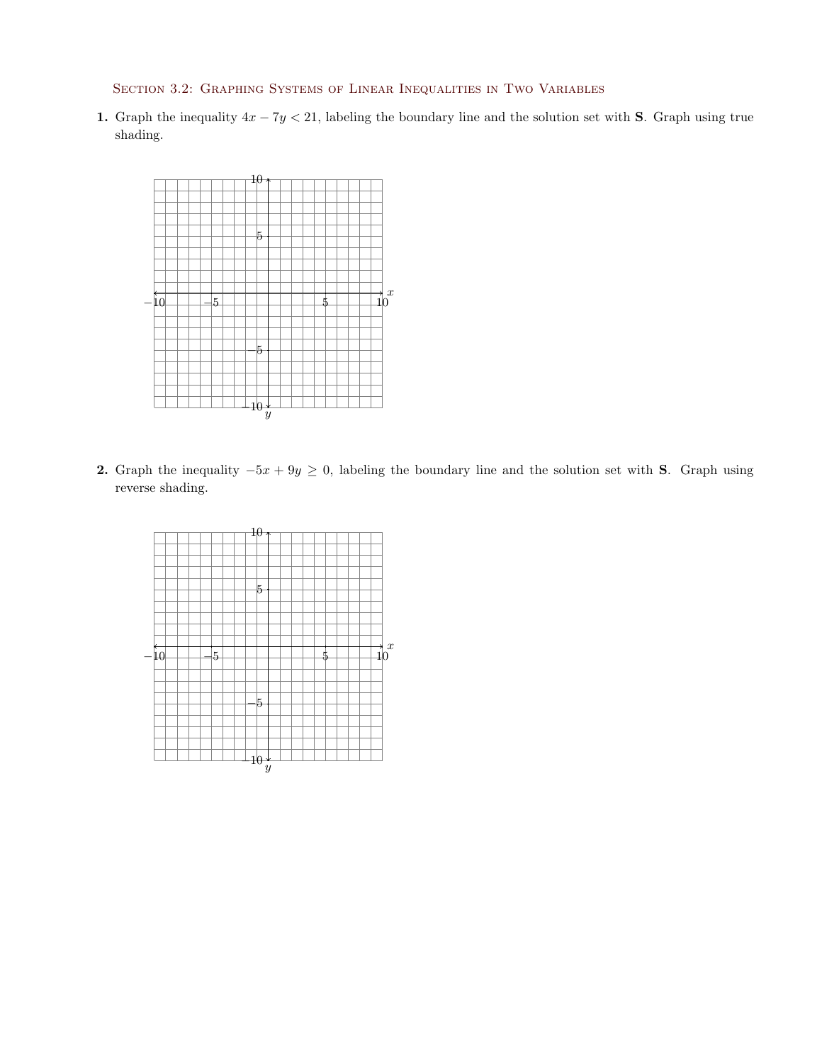Section 3.2: Graphing Systems of Linear Inequalities in Two Variables

**1.** Graph the inequality $4x - 7y < 21$, labeling the boundary line and the solution set with **S**. Graph using true shading.

**2.** Graph the inequality $-5x + 9y \geq 0$, labeling the boundary line and the solution set with **S**. Graph using reverse shading.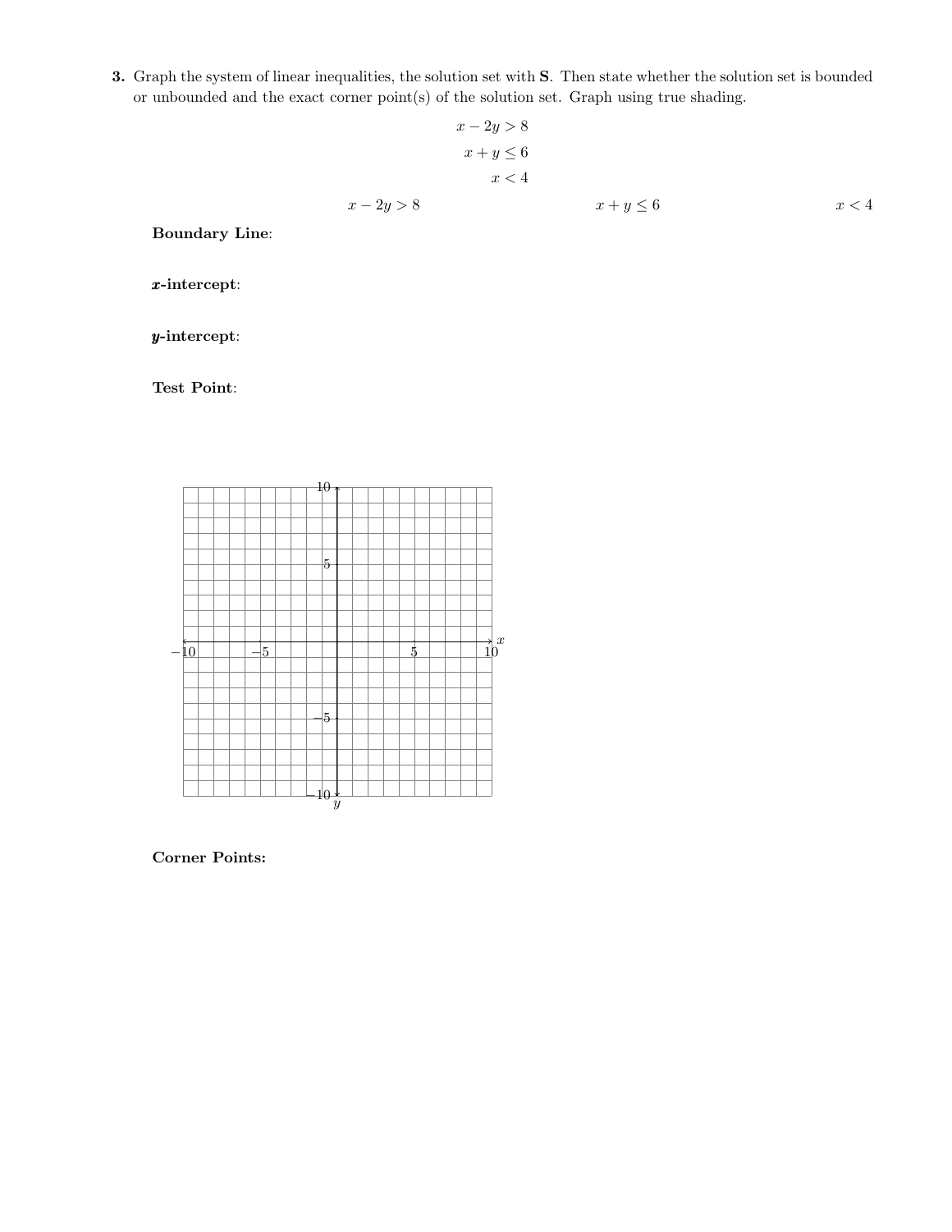**3.** Graph the system of linear inequalities, the solution set with **S**. Then state whether the solution set is bounded or unbounded and the exact corner point(s) of the solution set. Graph using true shading.

$$x - 2y > 8$$
$$x + y \le 6$$
$$x < 4$$

$x - 2y > 8$ $\qquad\qquad\qquad\qquad$ $x + y \le 6$ $\qquad\qquad\qquad\qquad$ $x < 4$

**Boundary Line**:

***x*-intercept**:

***y*-intercept**:

**Test Point**:

**Corner Points:**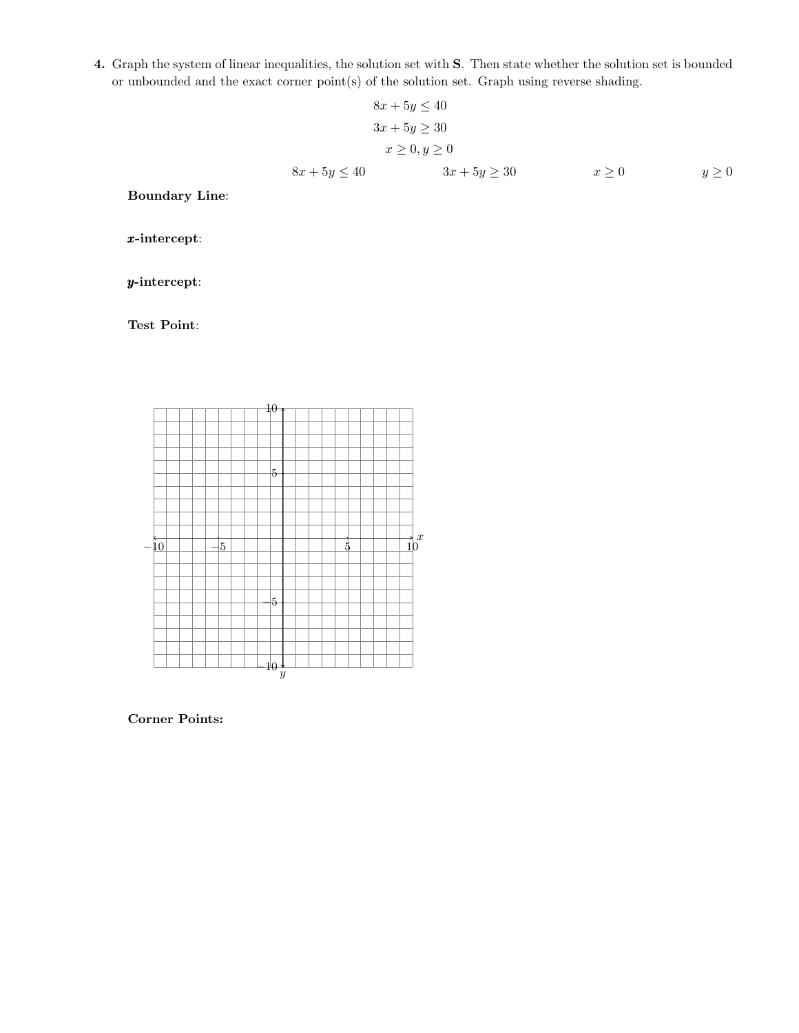**4.** Graph the system of linear inequalities, the solution set with **S**. Then state whether the solution set is bounded or unbounded and the exact corner point(s) of the solution set. Graph using reverse shading.

$$8x + 5y \leq 40$$
$$3x + 5y \geq 30$$
$$x \geq 0, y \geq 0$$

| | $8x + 5y \leq 40$ | $3x + 5y \geq 30$ | $x \geq 0$ | $y \geq 0$ |
|---|---|---|---|---|
| **Boundary Line**: | | | | |
| ***x*-intercept**: | | | | |
| ***y*-intercept**: | | | | |
| **Test Point**: | | | | |

**Corner Points:**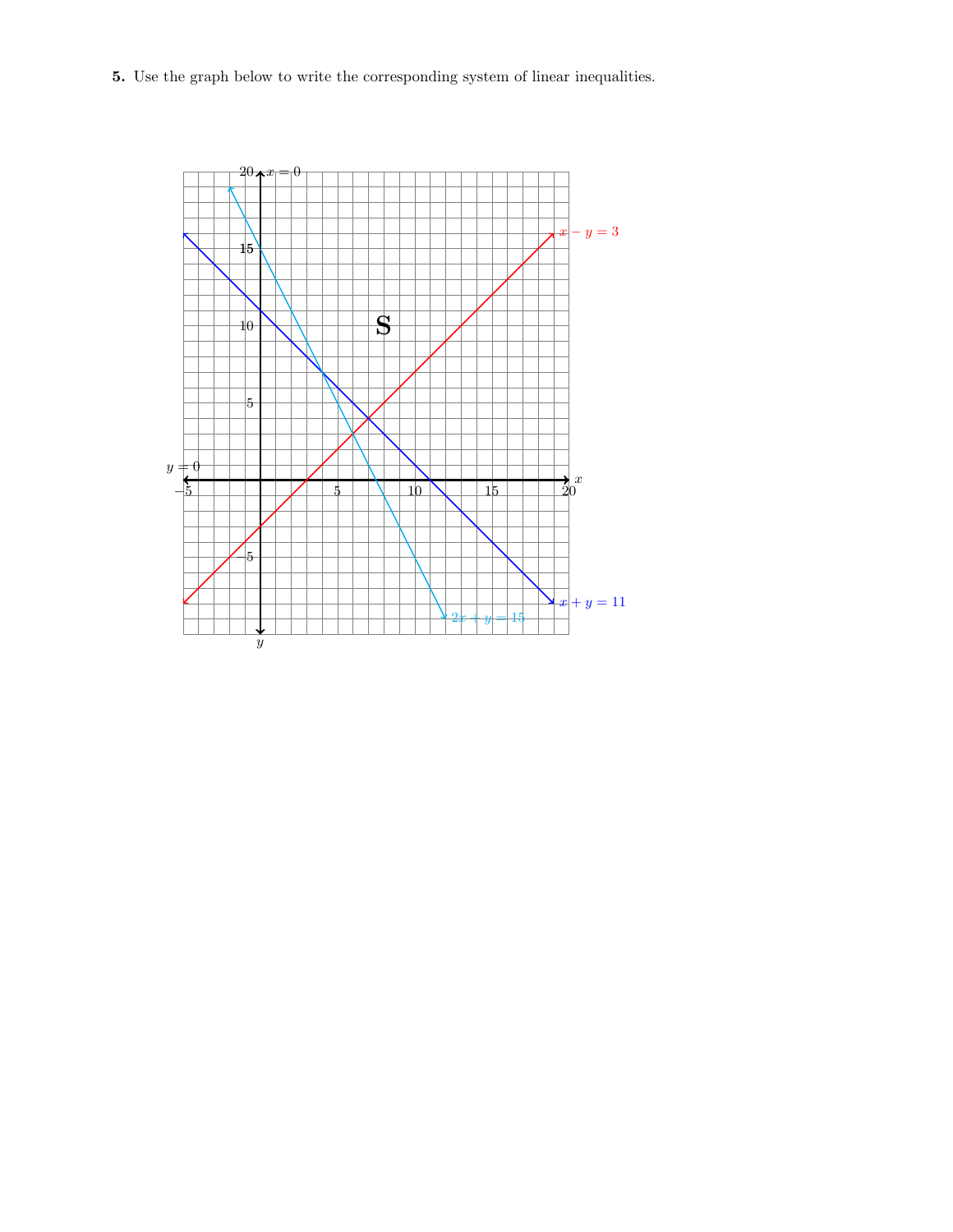**5.** Use the graph below to write the corresponding system of linear inequalities.

20 $x = 0$

15

10

5

$y = 0$

$-5$

5

10

15

20

$x$

$-5$

$y$

**S**

$x - y = 3$

$x + y = 11$

$2x + y = 15$